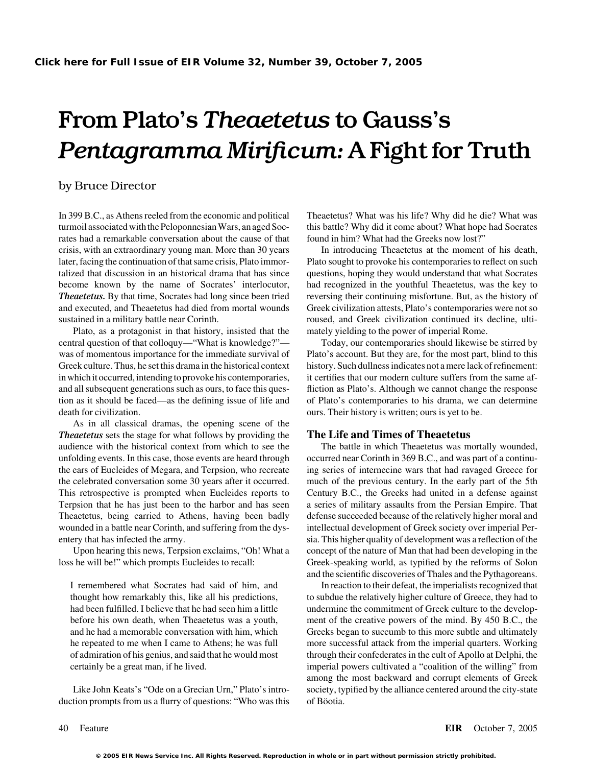Click here for Full Issue of EIR Volume 32, Number 39, October 7, 2005

# From Plato's *Theaetetus* to Gauss's *Pentagramma Mirificum:* A Fight for Truth

by Bruce Director

In 399 B.C., as Athens reeled from the economic and political turmoil associated with the Peloponnesian Wars, an aged Socrates had a remarkable conversation about the cause of that crisis, with an extraordinary young man. More than 30 years later, facing the continuation of that same crisis, Plato immortalized that discussion in an historical drama that has since become known by the name of Socrates' interlocutor, ***Theaetetus.*** By that time, Socrates had long since been tried and executed, and Theaetetus had died from mortal wounds sustained in a military battle near Corinth.

Plato, as a protagonist in that history, insisted that the central question of that colloquy—"What is knowledge?"—was of momentous importance for the immediate survival of Greek culture. Thus, he set this drama in the historical context in which it occurred, intending to provoke his contemporaries, and all subsequent generations such as ours, to face this question as it should be faced—as the defining issue of life and death for civilization.

As in all classical dramas, the opening scene of the ***Theaetetus*** sets the stage for what follows by providing the audience with the historical context from which to see the unfolding events. In this case, those events are heard through the ears of Eucleides of Megara, and Terpsion, who recreate the celebrated conversation some 30 years after it occurred. This retrospective is prompted when Eucleides reports to Terpsion that he has just been to the harbor and has seen Theaetetus, being carried to Athens, having been badly wounded in a battle near Corinth, and suffering from the dysentery that has infected the army.

Upon hearing this news, Terpsion exclaims, "Oh! What a loss he will be!" which prompts Eucleides to recall:

> I remembered what Socrates had said of him, and thought how remarkably this, like all his predictions, had been fulfilled. I believe that he had seen him a little before his own death, when Theaetetus was a youth, and he had a memorable conversation with him, which he repeated to me when I came to Athens; he was full of admiration of his genius, and said that he would most certainly be a great man, if he lived.

Like John Keats's "Ode on a Grecian Urn," Plato's introduction prompts from us a flurry of questions: "Who was this Theaetetus? What was his life? Why did he die? What was this battle? Why did it come about? What hope had Socrates found in him? What had the Greeks now lost?"

In introducing Theaetetus at the moment of his death, Plato sought to provoke his contemporaries to reflect on such questions, hoping they would understand that what Socrates had recognized in the youthful Theaetetus, was the key to reversing their continuing misfortune. But, as the history of Greek civilization attests, Plato's contemporaries were not so roused, and Greek civilization continued its decline, ultimately yielding to the power of imperial Rome.

Today, our contemporaries should likewise be stirred by Plato's account. But they are, for the most part, blind to this history. Such dullness indicates not a mere lack of refinement: it certifies that our modern culture suffers from the same affliction as Plato's. Although we cannot change the response of Plato's contemporaries to his drama, we can determine ours. Their history is written; ours is yet to be.

## The Life and Times of Theaetetus

The battle in which Theaetetus was mortally wounded, occurred near Corinth in 369 B.C., and was part of a continuing series of internecine wars that had ravaged Greece for much of the previous century. In the early part of the 5th Century B.C., the Greeks had united in a defense against a series of military assaults from the Persian Empire. That defense succeeded because of the relatively higher moral and intellectual development of Greek society over imperial Persia. This higher quality of development was a reflection of the concept of the nature of Man that had been developing in the Greek-speaking world, as typified by the reforms of Solon and the scientific discoveries of Thales and the Pythagoreans.

In reaction to their defeat, the imperialists recognized that to subdue the relatively higher culture of Greece, they had to undermine the commitment of Greek culture to the development of the creative powers of the mind. By 450 B.C., the Greeks began to succumb to this more subtle and ultimately more successful attack from the imperial quarters. Working through their confederates in the cult of Apollo at Delphi, the imperial powers cultivated a "coalition of the willing" from among the most backward and corrupt elements of Greek society, typified by the alliance centered around the city-state of Böotia.

© 2005 EIR News Service Inc. All Rights Reserved. Reproduction in whole or in part without permission strictly prohibited.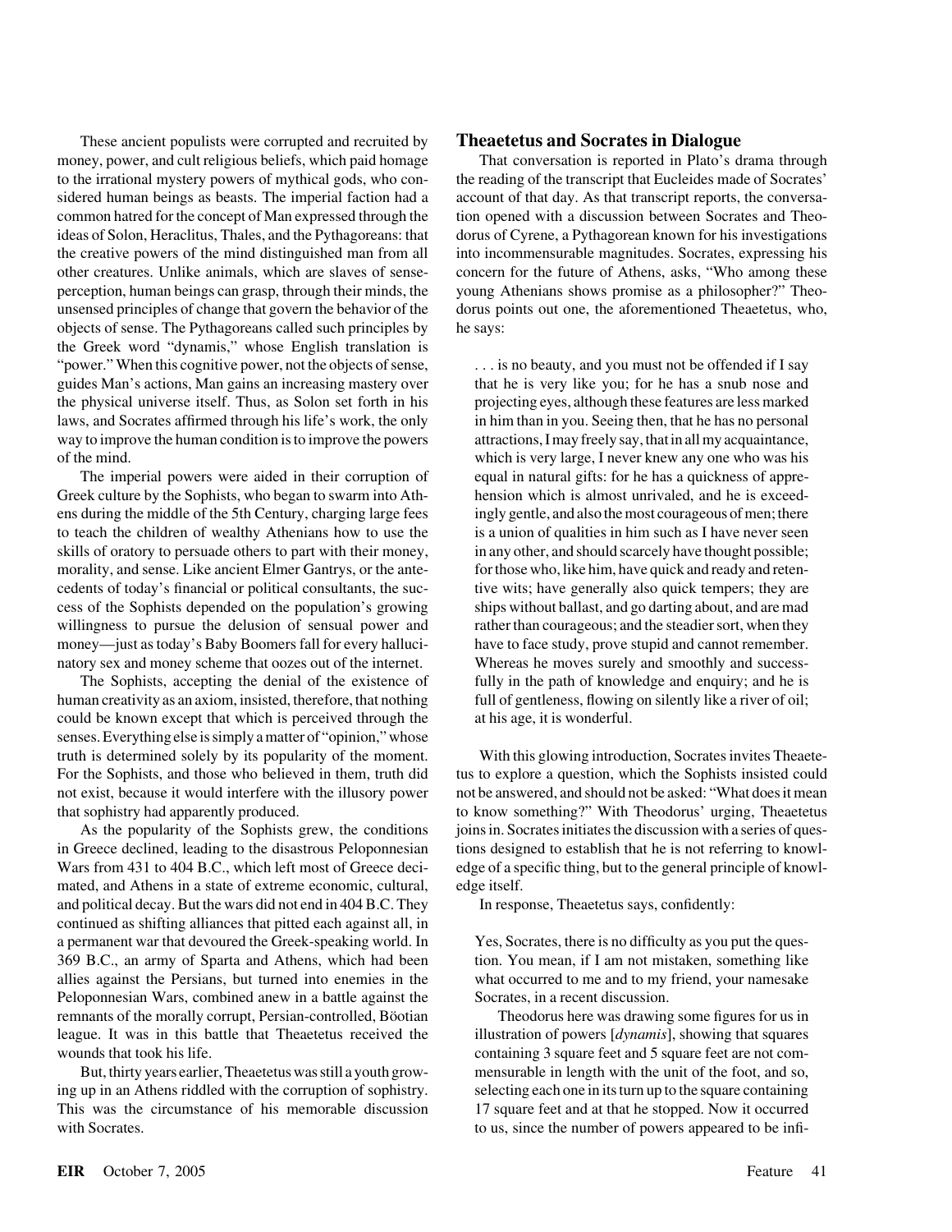These ancient populists were corrupted and recruited by money, power, and cult religious beliefs, which paid homage to the irrational mystery powers of mythical gods, who considered human beings as beasts. The imperial faction had a common hatred for the concept of Man expressed through the ideas of Solon, Heraclitus, Thales, and the Pythagoreans: that the creative powers of the mind distinguished man from all other creatures. Unlike animals, which are slaves of sense-perception, human beings can grasp, through their minds, the unsensed principles of change that govern the behavior of the objects of sense. The Pythagoreans called such principles by the Greek word "dynamis," whose English translation is "power." When this cognitive power, not the objects of sense, guides Man's actions, Man gains an increasing mastery over the physical universe itself. Thus, as Solon set forth in his laws, and Socrates affirmed through his life's work, the only way to improve the human condition is to improve the powers of the mind.

The imperial powers were aided in their corruption of Greek culture by the Sophists, who began to swarm into Athens during the middle of the 5th Century, charging large fees to teach the children of wealthy Athenians how to use the skills of oratory to persuade others to part with their money, morality, and sense. Like ancient Elmer Gantrys, or the antecedents of today's financial or political consultants, the success of the Sophists depended on the population's growing willingness to pursue the delusion of sensual power and money—just as today's Baby Boomers fall for every hallucinatory sex and money scheme that oozes out of the internet.

The Sophists, accepting the denial of the existence of human creativity as an axiom, insisted, therefore, that nothing could be known except that which is perceived through the senses. Everything else is simply a matter of "opinion," whose truth is determined solely by its popularity of the moment. For the Sophists, and those who believed in them, truth did not exist, because it would interfere with the illusory power that sophistry had apparently produced.

As the popularity of the Sophists grew, the conditions in Greece declined, leading to the disastrous Peloponnesian Wars from 431 to 404 B.C., which left most of Greece decimated, and Athens in a state of extreme economic, cultural, and political decay. But the wars did not end in 404 B.C. They continued as shifting alliances that pitted each against all, in a permanent war that devoured the Greek-speaking world. In 369 B.C., an army of Sparta and Athens, which had been allies against the Persians, but turned into enemies in the Peloponnesian Wars, combined anew in a battle against the remnants of the morally corrupt, Persian-controlled, Böotian league. It was in this battle that Theaetetus received the wounds that took his life.

But, thirty years earlier, Theaetetus was still a youth growing up in an Athens riddled with the corruption of sophistry. This was the circumstance of his memorable discussion with Socrates.

## Theaetetus and Socrates in Dialogue

That conversation is reported in Plato's drama through the reading of the transcript that Eucleides made of Socrates' account of that day. As that transcript reports, the conversation opened with a discussion between Socrates and Theodorus of Cyrene, a Pythagorean known for his investigations into incommensurable magnitudes. Socrates, expressing his concern for the future of Athens, asks, "Who among these young Athenians shows promise as a philosopher?" Theodorus points out one, the aforementioned Theaetetus, who, he says:

> . . . is no beauty, and you must not be offended if I say that he is very like you; for he has a snub nose and projecting eyes, although these features are less marked in him than in you. Seeing then, that he has no personal attractions, I may freely say, that in all my acquaintance, which is very large, I never knew any one who was his equal in natural gifts: for he has a quickness of apprehension which is almost unrivaled, and he is exceedingly gentle, and also the most courageous of men; there is a union of qualities in him such as I have never seen in any other, and should scarcely have thought possible; for those who, like him, have quick and ready and retentive wits; have generally also quick tempers; they are ships without ballast, and go darting about, and are mad rather than courageous; and the steadier sort, when they have to face study, prove stupid and cannot remember. Whereas he moves surely and smoothly and successfully in the path of knowledge and enquiry; and he is full of gentleness, flowing on silently like a river of oil; at his age, it is wonderful.

With this glowing introduction, Socrates invites Theaetetus to explore a question, which the Sophists insisted could not be answered, and should not be asked: "What does it mean to know something?" With Theodorus' urging, Theaetetus joins in. Socrates initiates the discussion with a series of questions designed to establish that he is not referring to knowledge of a specific thing, but to the general principle of knowledge itself.

In response, Theaetetus says, confidently:

> Yes, Socrates, there is no difficulty as you put the question. You mean, if I am not mistaken, something like what occurred to me and to my friend, your namesake Socrates, in a recent discussion.
>
> Theodorus here was drawing some figures for us in illustration of powers [*dynamis*], showing that squares containing 3 square feet and 5 square feet are not commensurable in length with the unit of the foot, and so, selecting each one in its turn up to the square containing 17 square feet and at that he stopped. Now it occurred to us, since the number of powers appeared to be infi-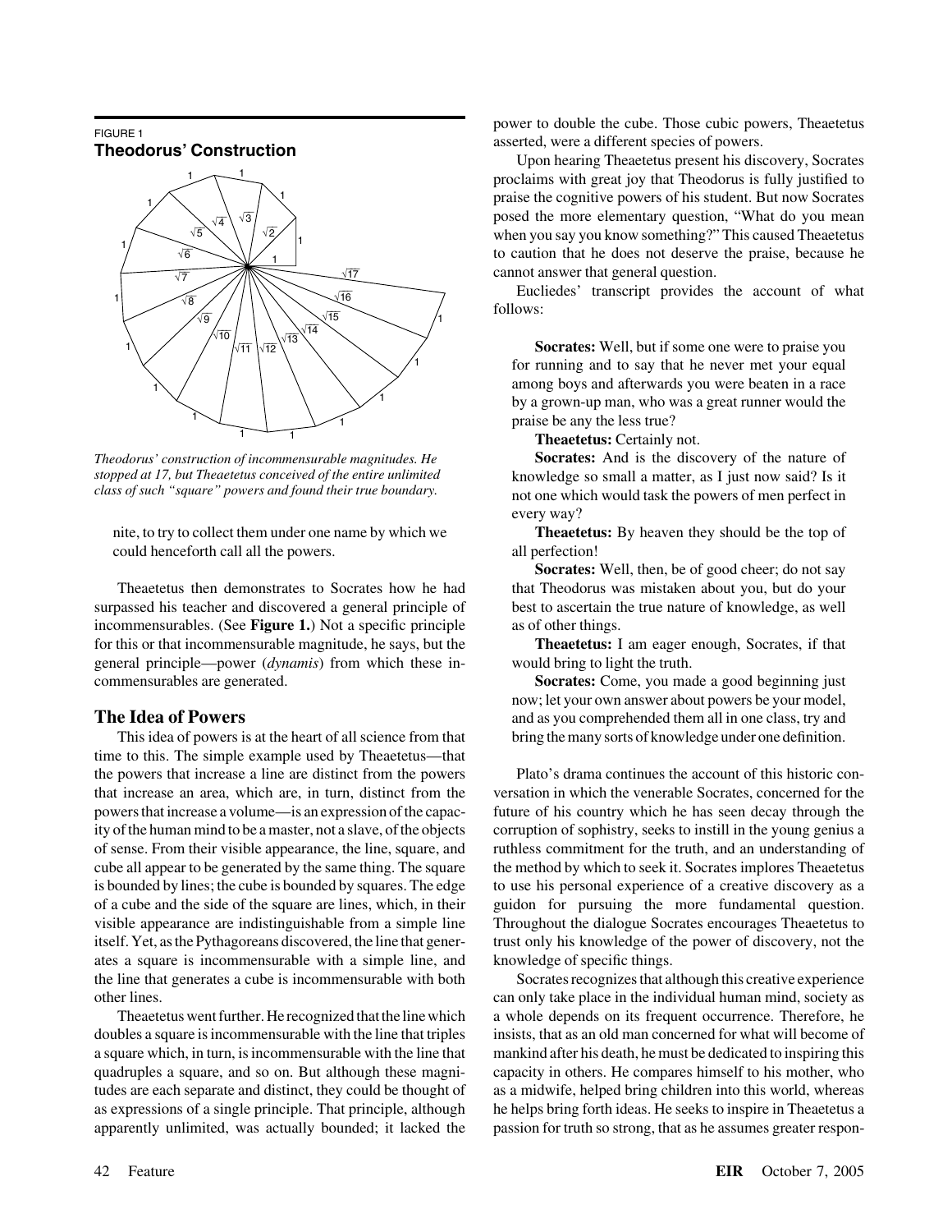FIGURE 1

**Theodorus' Construction**

*Theodorus' construction of incommensurable magnitudes. He stopped at 17, but Theaetetus conceived of the entire unlimited class of such "square" powers and found their true boundary.*

nite, to try to collect them under one name by which we could henceforth call all the powers.

Theaetetus then demonstrates to Socrates how he had surpassed his teacher and discovered a general principle of incommensurables. (See **Figure 1.**) Not a specific principle for this or that incommensurable magnitude, he says, but the general principle—power (*dynamis*) from which these incommensurables are generated.

## The Idea of Powers

This idea of powers is at the heart of all science from that time to this. The simple example used by Theaetetus—that the powers that increase a line are distinct from the powers that increase an area, which are, in turn, distinct from the powers that increase a volume—is an expression of the capacity of the human mind to be a master, not a slave, of the objects of sense. From their visible appearance, the line, square, and cube all appear to be generated by the same thing. The square is bounded by lines; the cube is bounded by squares. The edge of a cube and the side of the square are lines, which, in their visible appearance are indistinguishable from a simple line itself. Yet, as the Pythagoreans discovered, the line that generates a square is incommensurable with a simple line, and the line that generates a cube is incommensurable with both other lines.

Theaetetus went further. He recognized that the line which doubles a square is incommensurable with the line that triples a square which, in turn, is incommensurable with the line that quadruples a square, and so on. But although these magnitudes are each separate and distinct, they could be thought of as expressions of a single principle. That principle, although apparently unlimited, was actually bounded; it lacked the power to double the cube. Those cubic powers, Theaetetus asserted, were a different species of powers.

Upon hearing Theaetetus present his discovery, Socrates proclaims with great joy that Theodorus is fully justified to praise the cognitive powers of his student. But now Socrates posed the more elementary question, "What do you mean when you say you know something?" This caused Theaetetus to caution that he does not deserve the praise, because he cannot answer that general question.

Eucliedes' transcript provides the account of what follows:

> **Socrates:** Well, but if some one were to praise you for running and to say that he never met your equal among boys and afterwards you were beaten in a race by a grown-up man, who was a great runner would the praise be any the less true?
>
> **Theaetetus:** Certainly not.
>
> **Socrates:** And is the discovery of the nature of knowledge so small a matter, as I just now said? Is it not one which would task the powers of men perfect in every way?
>
> **Theaetetus:** By heaven they should be the top of all perfection!
>
> **Socrates:** Well, then, be of good cheer; do not say that Theodorus was mistaken about you, but do your best to ascertain the true nature of knowledge, as well as of other things.
>
> **Theaetetus:** I am eager enough, Socrates, if that would bring to light the truth.
>
> **Socrates:** Come, you made a good beginning just now; let your own answer about powers be your model, and as you comprehended them all in one class, try and bring the many sorts of knowledge under one definition.

Plato's drama continues the account of this historic conversation in which the venerable Socrates, concerned for the future of his country which he has seen decay through the corruption of sophistry, seeks to instill in the young genius a ruthless commitment for the truth, and an understanding of the method by which to seek it. Socrates implores Theaetetus to use his personal experience of a creative discovery as a guidon for pursuing the more fundamental question. Throughout the dialogue Socrates encourages Theaetetus to trust only his knowledge of the power of discovery, not the knowledge of specific things.

Socrates recognizes that although this creative experience can only take place in the individual human mind, society as a whole depends on its frequent occurrence. Therefore, he insists, that as an old man concerned for what will become of mankind after his death, he must be dedicated to inspiring this capacity in others. He compares himself to his mother, who as a midwife, helped bring children into this world, whereas he helps bring forth ideas. He seeks to inspire in Theaetetus a passion for truth so strong, that as he assumes greater respon-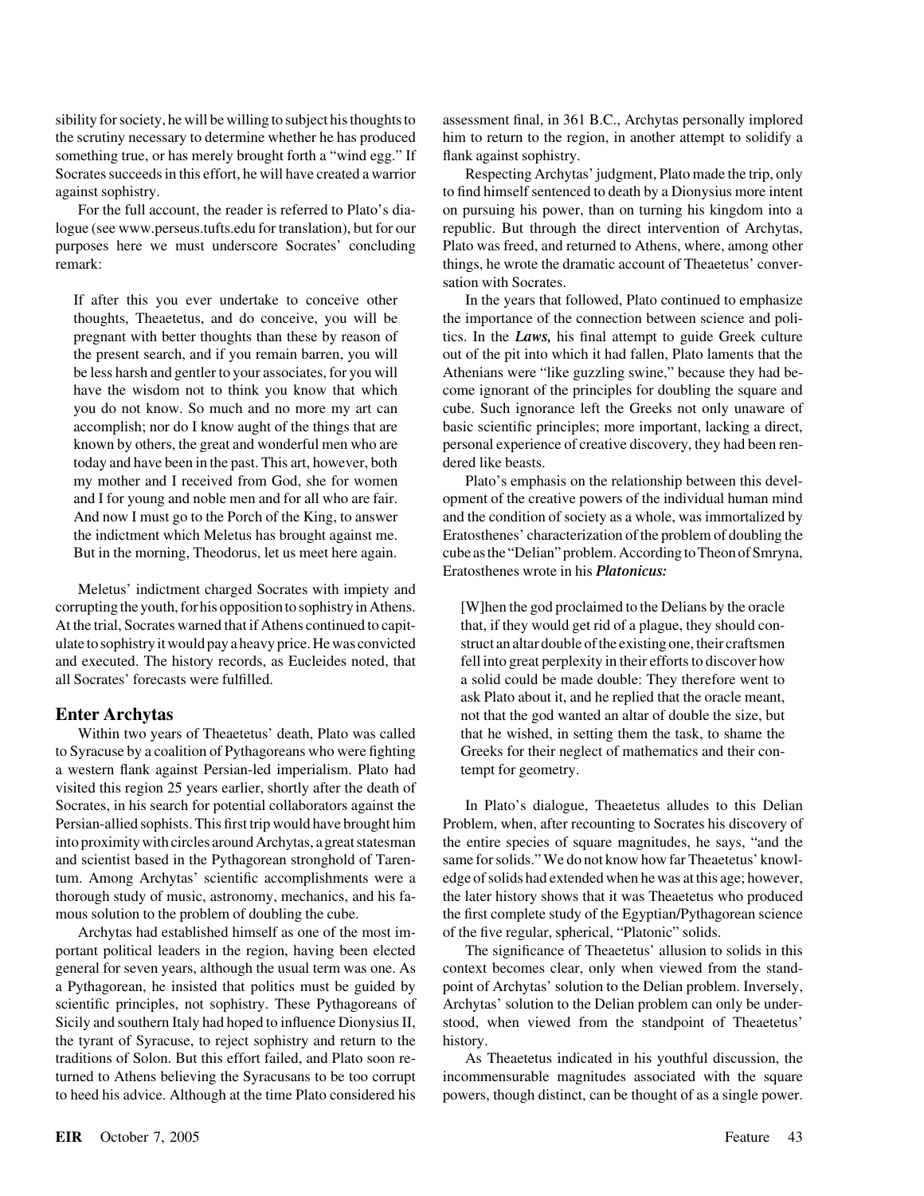sibility for society, he will be willing to subject his thoughts to the scrutiny necessary to determine whether he has produced something true, or has merely brought forth a "wind egg." If Socrates succeeds in this effort, he will have created a warrior against sophistry.

For the full account, the reader is referred to Plato's dialogue (see www.perseus.tufts.edu for translation), but for our purposes here we must underscore Socrates' concluding remark:

> If after this you ever undertake to conceive other thoughts, Theaetetus, and do conceive, you will be pregnant with better thoughts than these by reason of the present search, and if you remain barren, you will be less harsh and gentler to your associates, for you will have the wisdom not to think you know that which you do not know. So much and no more my art can accomplish; nor do I know aught of the things that are known by others, the great and wonderful men who are today and have been in the past. This art, however, both my mother and I received from God, she for women and I for young and noble men and for all who are fair. And now I must go to the Porch of the King, to answer the indictment which Meletus has brought against me. But in the morning, Theodorus, let us meet here again.

Meletus' indictment charged Socrates with impiety and corrupting the youth, for his opposition to sophistry in Athens. At the trial, Socrates warned that if Athens continued to capitulate to sophistry it would pay a heavy price. He was convicted and executed. The history records, as Eucleides noted, that all Socrates' forecasts were fulfilled.

## Enter Archytas

Within two years of Theaetetus' death, Plato was called to Syracuse by a coalition of Pythagoreans who were fighting a western flank against Persian-led imperialism. Plato had visited this region 25 years earlier, shortly after the death of Socrates, in his search for potential collaborators against the Persian-allied sophists. This first trip would have brought him into proximity with circles around Archytas, a great statesman and scientist based in the Pythagorean stronghold of Tarentum. Among Archytas' scientific accomplishments were a thorough study of music, astronomy, mechanics, and his famous solution to the problem of doubling the cube.

Archytas had established himself as one of the most important political leaders in the region, having been elected general for seven years, although the usual term was one. As a Pythagorean, he insisted that politics must be guided by scientific principles, not sophistry. These Pythagoreans of Sicily and southern Italy had hoped to influence Dionysius II, the tyrant of Syracuse, to reject sophistry and return to the traditions of Solon. But this effort failed, and Plato soon returned to Athens believing the Syracusans to be too corrupt to heed his advice. Although at the time Plato considered his assessment final, in 361 B.C., Archytas personally implored him to return to the region, in another attempt to solidify a flank against sophistry.

Respecting Archytas' judgment, Plato made the trip, only to find himself sentenced to death by a Dionysius more intent on pursuing his power, than on turning his kingdom into a republic. But through the direct intervention of Archytas, Plato was freed, and returned to Athens, where, among other things, he wrote the dramatic account of Theaetetus' conversation with Socrates.

In the years that followed, Plato continued to emphasize the importance of the connection between science and politics. In the ***Laws,*** his final attempt to guide Greek culture out of the pit into which it had fallen, Plato laments that the Athenians were "like guzzling swine," because they had become ignorant of the principles for doubling the square and cube. Such ignorance left the Greeks not only unaware of basic scientific principles; more important, lacking a direct, personal experience of creative discovery, they had been rendered like beasts.

Plato's emphasis on the relationship between this development of the creative powers of the individual human mind and the condition of society as a whole, was immortalized by Eratosthenes' characterization of the problem of doubling the cube as the "Delian" problem. According to Theon of Smryna, Eratosthenes wrote in his ***Platonicus:***

> [W]hen the god proclaimed to the Delians by the oracle that, if they would get rid of a plague, they should construct an altar double of the existing one, their craftsmen fell into great perplexity in their efforts to discover how a solid could be made double: They therefore went to ask Plato about it, and he replied that the oracle meant, not that the god wanted an altar of double the size, but that he wished, in setting them the task, to shame the Greeks for their neglect of mathematics and their contempt for geometry.

In Plato's dialogue, Theaetetus alludes to this Delian Problem, when, after recounting to Socrates his discovery of the entire species of square magnitudes, he says, "and the same for solids." We do not know how far Theaetetus' knowledge of solids had extended when he was at this age; however, the later history shows that it was Theaetetus who produced the first complete study of the Egyptian/Pythagorean science of the five regular, spherical, "Platonic" solids.

The significance of Theaetetus' allusion to solids in this context becomes clear, only when viewed from the standpoint of Archytas' solution to the Delian problem. Inversely, Archytas' solution to the Delian problem can only be understood, when viewed from the standpoint of Theaetetus' history.

As Theaetetus indicated in his youthful discussion, the incommensurable magnitudes associated with the square powers, though distinct, can be thought of as a single power.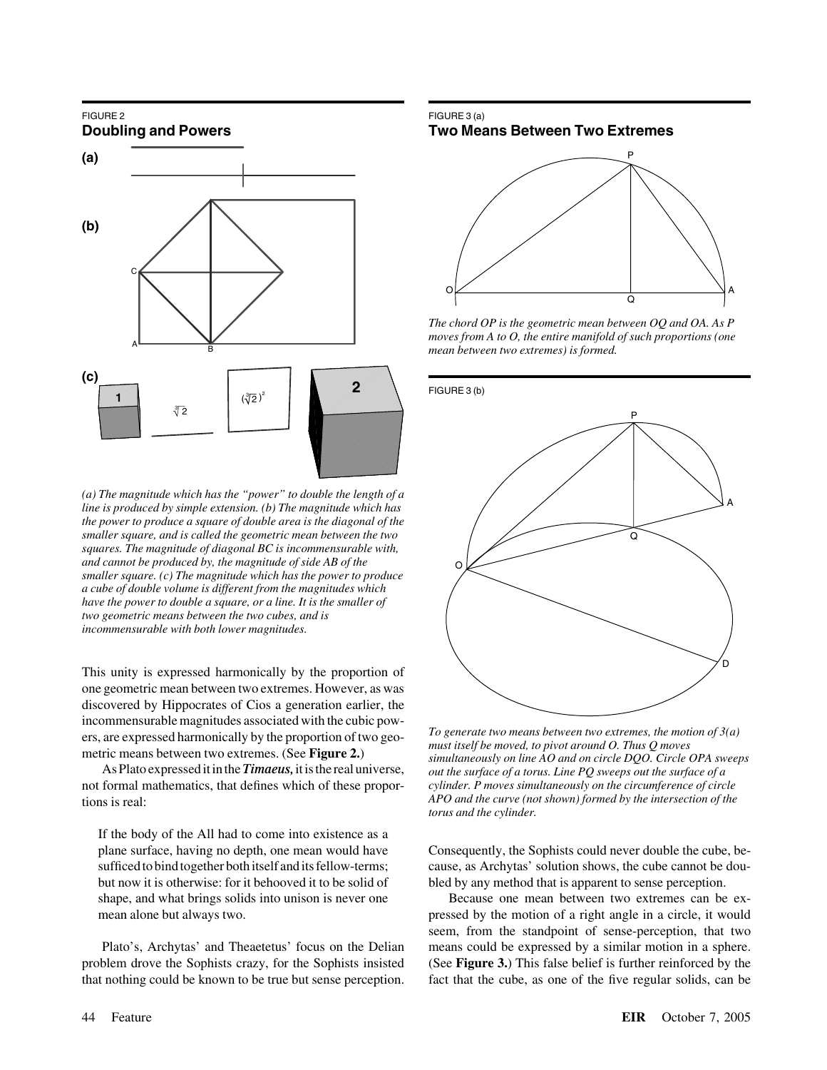FIGURE 2
**Doubling and Powers**

*(a) The magnitude which has the "power" to double the length of a line is produced by simple extension. (b) The magnitude which has the power to produce a square of double area is the diagonal of the smaller square, and is called the geometric mean between the two squares. The magnitude of diagonal BC is incommensurable with, and cannot be produced by, the magnitude of side AB of the smaller square. (c) The magnitude which has the power to produce a cube of double volume is different from the magnitudes which have the power to double a square, or a line. It is the smaller of two geometric means between the two cubes, and is incommensurable with both lower magnitudes.*

This unity is expressed harmonically by the proportion of one geometric mean between two extremes. However, as was discovered by Hippocrates of Cios a generation earlier, the incommensurable magnitudes associated with the cubic powers, are expressed harmonically by the proportion of two geometric means between two extremes. (See **Figure 2.**)

As Plato expressed it in the ***Timaeus,*** it is the real universe, not formal mathematics, that defines which of these proportions is real:

> If the body of the All had to come into existence as a plane surface, having no depth, one mean would have sufficed to bind together both itself and its fellow-terms; but now it is otherwise: for it behooved it to be solid of shape, and what brings solids into unison is never one mean alone but always two.

Plato's, Archytas' and Theaetetus' focus on the Delian problem drove the Sophists crazy, for the Sophists insisted that nothing could be known to be true but sense perception.

FIGURE 3 (a)
**Two Means Between Two Extremes**

*The chord OP is the geometric mean between OQ and OA. As P moves from A to O, the entire manifold of such proportions (one mean between two extremes) is formed.*

FIGURE 3 (b)

*To generate two means between two extremes, the motion of 3(a) must itself be moved, to pivot around O. Thus Q moves simultaneously on line AO and on circle DQO. Circle OPA sweeps out the surface of a torus. Line PQ sweeps out the surface of a cylinder. P moves simultaneously on the circumference of circle APO and the curve (not shown) formed by the intersection of the torus and the cylinder.*

Consequently, the Sophists could never double the cube, because, as Archytas' solution shows, the cube cannot be doubled by any method that is apparent to sense perception.

Because one mean between two extremes can be expressed by the motion of a right angle in a circle, it would seem, from the standpoint of sense-perception, that two means could be expressed by a similar motion in a sphere. (See **Figure 3.**) This false belief is further reinforced by the fact that the cube, as one of the five regular solids, can be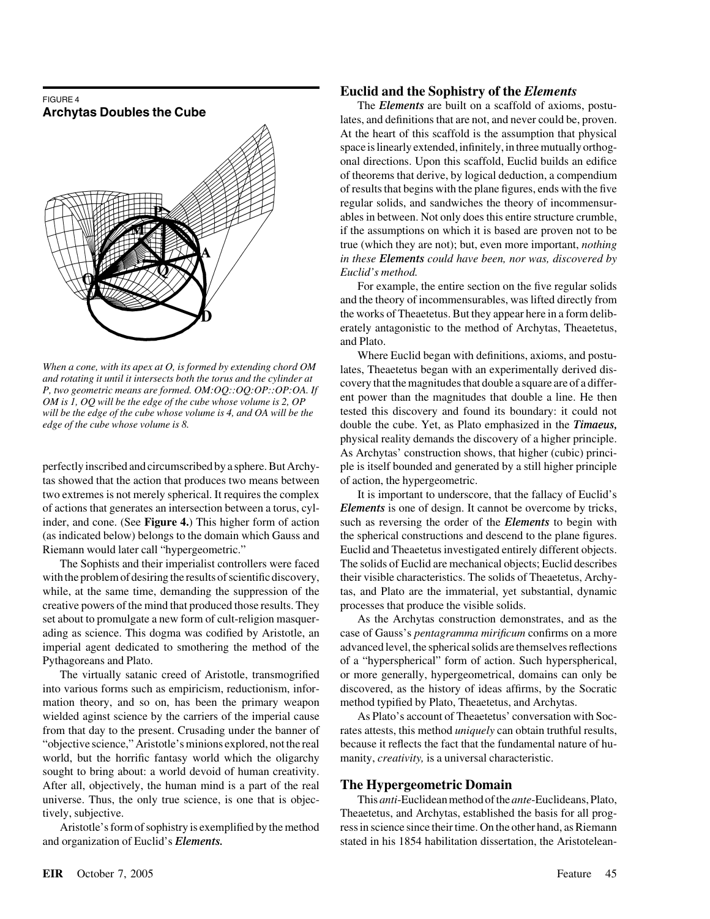FIGURE 4

**Archytas Doubles the Cube**

*When a cone, with its apex at O, is formed by extending chord OM and rotating it until it intersects both the torus and the cylinder at P, two geometric means are formed. OM:OQ::OQ:OP::OP:OA. If OM is 1, OQ will be the edge of the cube whose volume is 2, OP will be the edge of the cube whose volume is 4, and OA will be the edge of the cube whose volume is 8.*

perfectly inscribed and circumscribed by a sphere. But Archytas showed that the action that produces two means between two extremes is not merely spherical. It requires the complex of actions that generates an intersection between a torus, cylinder, and cone. (See **Figure 4.**) This higher form of action (as indicated below) belongs to the domain which Gauss and Riemann would later call "hypergeometric."

The Sophists and their imperialist controllers were faced with the problem of desiring the results of scientific discovery, while, at the same time, demanding the suppression of the creative powers of the mind that produced those results. They set about to promulgate a new form of cult-religion masquerading as science. This dogma was codified by Aristotle, an imperial agent dedicated to smothering the method of the Pythagoreans and Plato.

The virtually satanic creed of Aristotle, transmogrified into various forms such as empiricism, reductionism, information theory, and so on, has been the primary weapon wielded aginst science by the carriers of the imperial cause from that day to the present. Crusading under the banner of "objective science," Aristotle's minions explored, not the real world, but the horrific fantasy world which the oligarchy sought to bring about: a world devoid of human creativity. After all, objectively, the human mind is a part of the real universe. Thus, the only true science, is one that is objectively, subjective.

Aristotle's form of sophistry is exemplified by the method and organization of Euclid's ***Elements.***

## Euclid and the Sophistry of the *Elements*

The ***Elements*** are built on a scaffold of axioms, postulates, and definitions that are not, and never could be, proven. At the heart of this scaffold is the assumption that physical space is linearly extended, infinitely, in three mutually orthogonal directions. Upon this scaffold, Euclid builds an edifice of theorems that derive, by logical deduction, a compendium of results that begins with the plane figures, ends with the five regular solids, and sandwiches the theory of incommensurables in between. Not only does this entire structure crumble, if the assumptions on which it is based are proven not to be true (which they are not); but, even more important, *nothing in these **Elements** could have been, nor was, discovered by Euclid's method.*

For example, the entire section on the five regular solids and the theory of incommensurables, was lifted directly from the works of Theaetetus. But they appear here in a form deliberately antagonistic to the method of Archytas, Theaetetus, and Plato.

Where Euclid began with definitions, axioms, and postulates, Theaetetus began with an experimentally derived discovery that the magnitudes that double a square are of a different power than the magnitudes that double a line. He then tested this discovery and found its boundary: it could not double the cube. Yet, as Plato emphasized in the ***Timaeus,*** physical reality demands the discovery of a higher principle. As Archytas' construction shows, that higher (cubic) principle is itself bounded and generated by a still higher principle of action, the hypergeometric.

It is important to underscore, that the fallacy of Euclid's ***Elements*** is one of design. It cannot be overcome by tricks, such as reversing the order of the ***Elements*** to begin with the spherical constructions and descend to the plane figures. Euclid and Theaetetus investigated entirely different objects. The solids of Euclid are mechanical objects; Euclid describes their visible characteristics. The solids of Theaetetus, Archytas, and Plato are the immaterial, yet substantial, dynamic processes that produce the visible solids.

As the Archytas construction demonstrates, and as the case of Gauss's *pentagramma mirificum* confirms on a more advanced level, the spherical solids are themselves reflections of a "hyperspherical" form of action. Such hyperspherical, or more generally, hypergeometrical, domains can only be discovered, as the history of ideas affirms, by the Socratic method typified by Plato, Theaetetus, and Archytas.

As Plato's account of Theaetetus' conversation with Socrates attests, this method *uniquely* can obtain truthful results, because it reflects the fact that the fundamental nature of humanity, *creativity,* is a universal characteristic.

## The Hypergeometric Domain

This *anti*-Euclidean method of the *ante*-Euclideans, Plato, Theaetetus, and Archytas, established the basis for all progress in science since their time. On the other hand, as Riemann stated in his 1854 habilitation dissertation, the Aristotelean-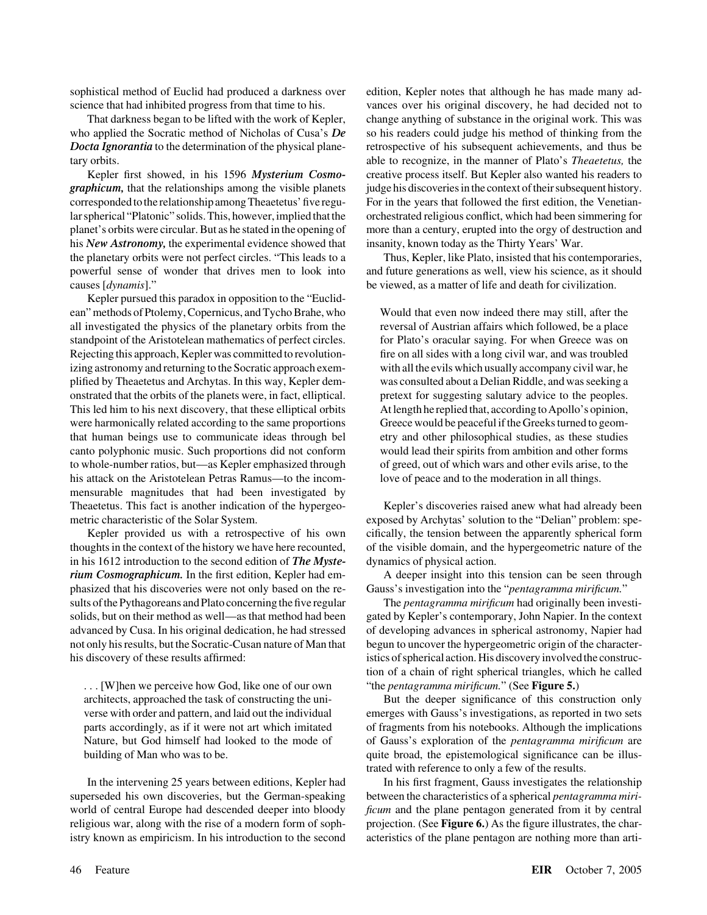sophistical method of Euclid had produced a darkness over science that had inhibited progress from that time to his.

That darkness began to be lifted with the work of Kepler, who applied the Socratic method of Nicholas of Cusa's ***De Docta Ignorantia*** to the determination of the physical planetary orbits.

Kepler first showed, in his 1596 ***Mysterium Cosmographicum,*** that the relationships among the visible planets corresponded to the relationship among Theaetetus' five regular spherical "Platonic" solids. This, however, implied that the planet's orbits were circular. But as he stated in the opening of his ***New Astronomy,*** the experimental evidence showed that the planetary orbits were not perfect circles. "This leads to a powerful sense of wonder that drives men to look into causes [*dynamis*]."

Kepler pursued this paradox in opposition to the "Euclidean" methods of Ptolemy, Copernicus, and Tycho Brahe, who all investigated the physics of the planetary orbits from the standpoint of the Aristotelean mathematics of perfect circles. Rejecting this approach, Kepler was committed to revolutionizing astronomy and returning to the Socratic approach exemplified by Theaetetus and Archytas. In this way, Kepler demonstrated that the orbits of the planets were, in fact, elliptical. This led him to his next discovery, that these elliptical orbits were harmonically related according to the same proportions that human beings use to communicate ideas through bel canto polyphonic music. Such proportions did not conform to whole-number ratios, but—as Kepler emphasized through his attack on the Aristotelean Petras Ramus—to the incommensurable magnitudes that had been investigated by Theaetetus. This fact is another indication of the hypergeometric characteristic of the Solar System.

Kepler provided us with a retrospective of his own thoughts in the context of the history we have here recounted, in his 1612 introduction to the second edition of ***The Mysterium Cosmographicum.*** In the first edition, Kepler had emphasized that his discoveries were not only based on the results of the Pythagoreans and Plato concerning the five regular solids, but on their method as well—as that method had been advanced by Cusa. In his original dedication, he had stressed not only his results, but the Socratic-Cusan nature of Man that his discovery of these results affirmed:

> . . . [W]hen we perceive how God, like one of our own architects, approached the task of constructing the universe with order and pattern, and laid out the individual parts accordingly, as if it were not art which imitated Nature, but God himself had looked to the mode of building of Man who was to be.

In the intervening 25 years between editions, Kepler had superseded his own discoveries, but the German-speaking world of central Europe had descended deeper into bloody religious war, along with the rise of a modern form of sophistry known as empiricism. In his introduction to the second edition, Kepler notes that although he has made many advances over his original discovery, he had decided not to change anything of substance in the original work. This was so his readers could judge his method of thinking from the retrospective of his subsequent achievements, and thus be able to recognize, in the manner of Plato's *Theaetetus,* the creative process itself. But Kepler also wanted his readers to judge his discoveries in the context of their subsequent history. For in the years that followed the first edition, the Venetian-orchestrated religious conflict, which had been simmering for more than a century, erupted into the orgy of destruction and insanity, known today as the Thirty Years' War.

Thus, Kepler, like Plato, insisted that his contemporaries, and future generations as well, view his science, as it should be viewed, as a matter of life and death for civilization.

> Would that even now indeed there may still, after the reversal of Austrian affairs which followed, be a place for Plato's oracular saying. For when Greece was on fire on all sides with a long civil war, and was troubled with all the evils which usually accompany civil war, he was consulted about a Delian Riddle, and was seeking a pretext for suggesting salutary advice to the peoples. At length he replied that, according to Apollo's opinion, Greece would be peaceful if the Greeks turned to geometry and other philosophical studies, as these studies would lead their spirits from ambition and other forms of greed, out of which wars and other evils arise, to the love of peace and to the moderation in all things.

Kepler's discoveries raised anew what had already been exposed by Archytas' solution to the "Delian" problem: specifically, the tension between the apparently spherical form of the visible domain, and the hypergeometric nature of the dynamics of physical action.

A deeper insight into this tension can be seen through Gauss's investigation into the "*pentagramma mirificum.*"

The *pentagramma mirificum* had originally been investigated by Kepler's contemporary, John Napier. In the context of developing advances in spherical astronomy, Napier had begun to uncover the hypergeometric origin of the characteristics of spherical action. His discovery involved the construction of a chain of right spherical triangles, which he called "the *pentagramma mirificum.*" (See **Figure 5.**)

But the deeper significance of this construction only emerges with Gauss's investigations, as reported in two sets of fragments from his notebooks. Although the implications of Gauss's exploration of the *pentagramma mirificum* are quite broad, the epistemological significance can be illustrated with reference to only a few of the results.

In his first fragment, Gauss investigates the relationship between the characteristics of a spherical *pentagramma mirificum* and the plane pentagon generated from it by central projection. (See **Figure 6.**) As the figure illustrates, the characteristics of the plane pentagon are nothing more than arti-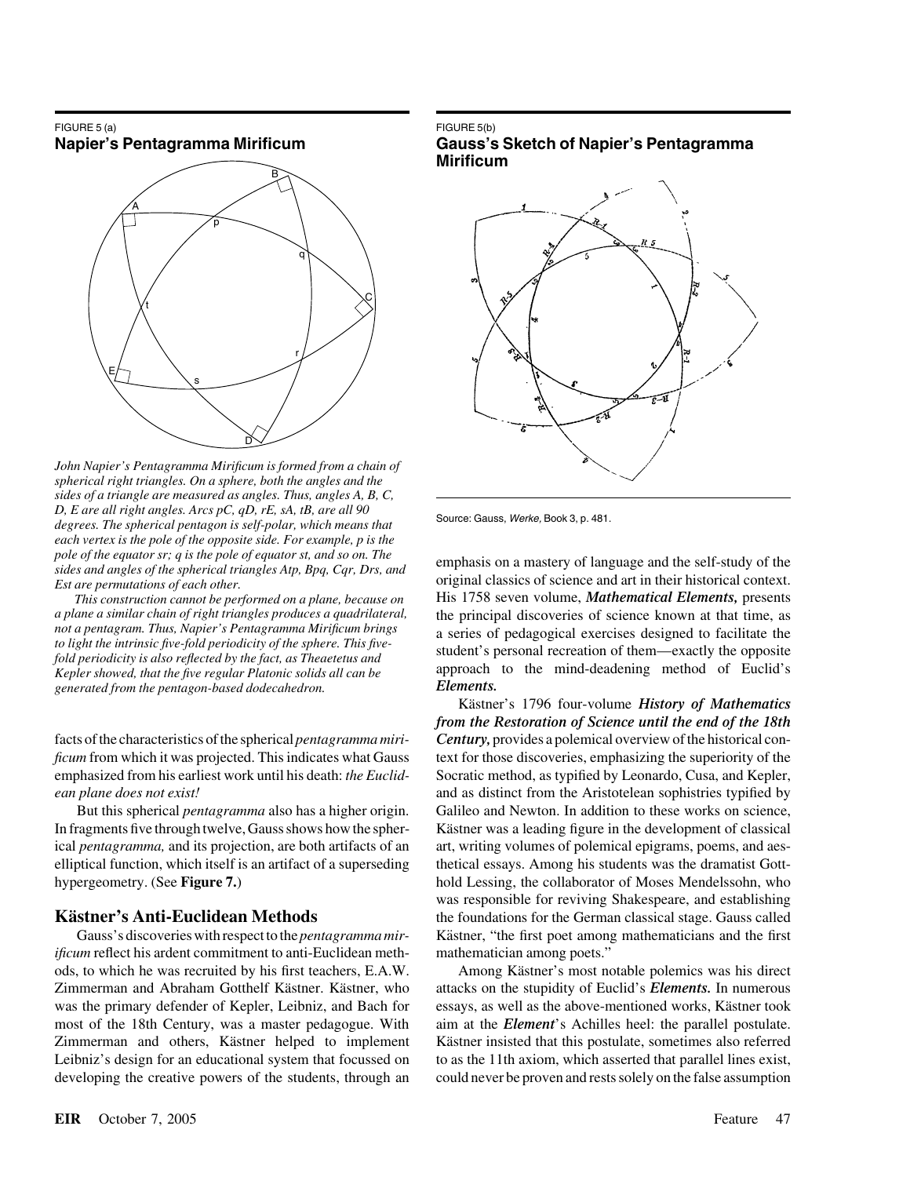FIGURE 5 (a)

### Napier's Pentagramma Mirificum

*John Napier's Pentagramma Mirificum is formed from a chain of spherical right triangles. On a sphere, both the angles and the sides of a triangle are measured as angles. Thus, angles A, B, C, D, E are all right angles. Arcs pC, qD, rE, sA, tB, are all 90 degrees. The spherical pentagon is self-polar, which means that each vertex is the pole of the opposite side. For example, p is the pole of the equator sr; q is the pole of equator st, and so on. The sides and angles of the spherical triangles Atp, Bpq, Cqr, Drs, and Est are permutations of each other.*

*This construction cannot be performed on a plane, because on a plane a similar chain of right triangles produces a quadrilateral, not a pentagram. Thus, Napier's Pentagramma Mirificum brings to light the intrinsic five-fold periodicity of the sphere. This five-fold periodicity is also reflected by the fact, as Theaetetus and Kepler showed, that the five regular Platonic solids all can be generated from the pentagon-based dodecahedron.*

FIGURE 5(b)

### Gauss's Sketch of Napier's Pentagramma Mirificum

Source: Gauss, *Werke*, Book 3, p. 481.

facts of the characteristics of the spherical *pentagramma mirificum* from which it was projected. This indicates what Gauss emphasized from his earliest work until his death: *the Euclidean plane does not exist!*

But this spherical *pentagramma* also has a higher origin. In fragments five through twelve, Gauss shows how the spherical *pentagramma,* and its projection, are both artifacts of an elliptical function, which itself is an artifact of a superseding hypergeometry. (See **Figure 7.**)

## Kästner's Anti-Euclidean Methods

Gauss's discoveries with respect to the *pentagramma mirificum* reflect his ardent commitment to anti-Euclidean methods, to which he was recruited by his first teachers, E.A.W. Zimmerman and Abraham Gotthelf Kästner. Kästner, who was the primary defender of Kepler, Leibniz, and Bach for most of the 18th Century, was a master pedagogue. With Zimmerman and others, Kästner helped to implement Leibniz's design for an educational system that focussed on developing the creative powers of the students, through an emphasis on a mastery of language and the self-study of the original classics of science and art in their historical context. His 1758 seven volume, ***Mathematical Elements,*** presents the principal discoveries of science known at that time, as a series of pedagogical exercises designed to facilitate the student's personal recreation of them—exactly the opposite approach to the mind-deadening method of Euclid's ***Elements.***

Kästner's 1796 four-volume ***History of Mathematics from the Restoration of Science until the end of the 18th Century,*** provides a polemical overview of the historical context for those discoveries, emphasizing the superiority of the Socratic method, as typified by Leonardo, Cusa, and Kepler, and as distinct from the Aristotelean sophistries typified by Galileo and Newton. In addition to these works on science, Kästner was a leading figure in the development of classical art, writing volumes of polemical epigrams, poems, and aesthetical essays. Among his students was the dramatist Gotthold Lessing, the collaborator of Moses Mendelssohn, who was responsible for reviving Shakespeare, and establishing the foundations for the German classical stage. Gauss called Kästner, "the first poet among mathematicians and the first mathematician among poets."

Among Kästner's most notable polemics was his direct attacks on the stupidity of Euclid's ***Elements.*** In numerous essays, as well as the above-mentioned works, Kästner took aim at the ***Element***'s Achilles heel: the parallel postulate. Kästner insisted that this postulate, sometimes also referred to as the 11th axiom, which asserted that parallel lines exist, could never be proven and rests solely on the false assumption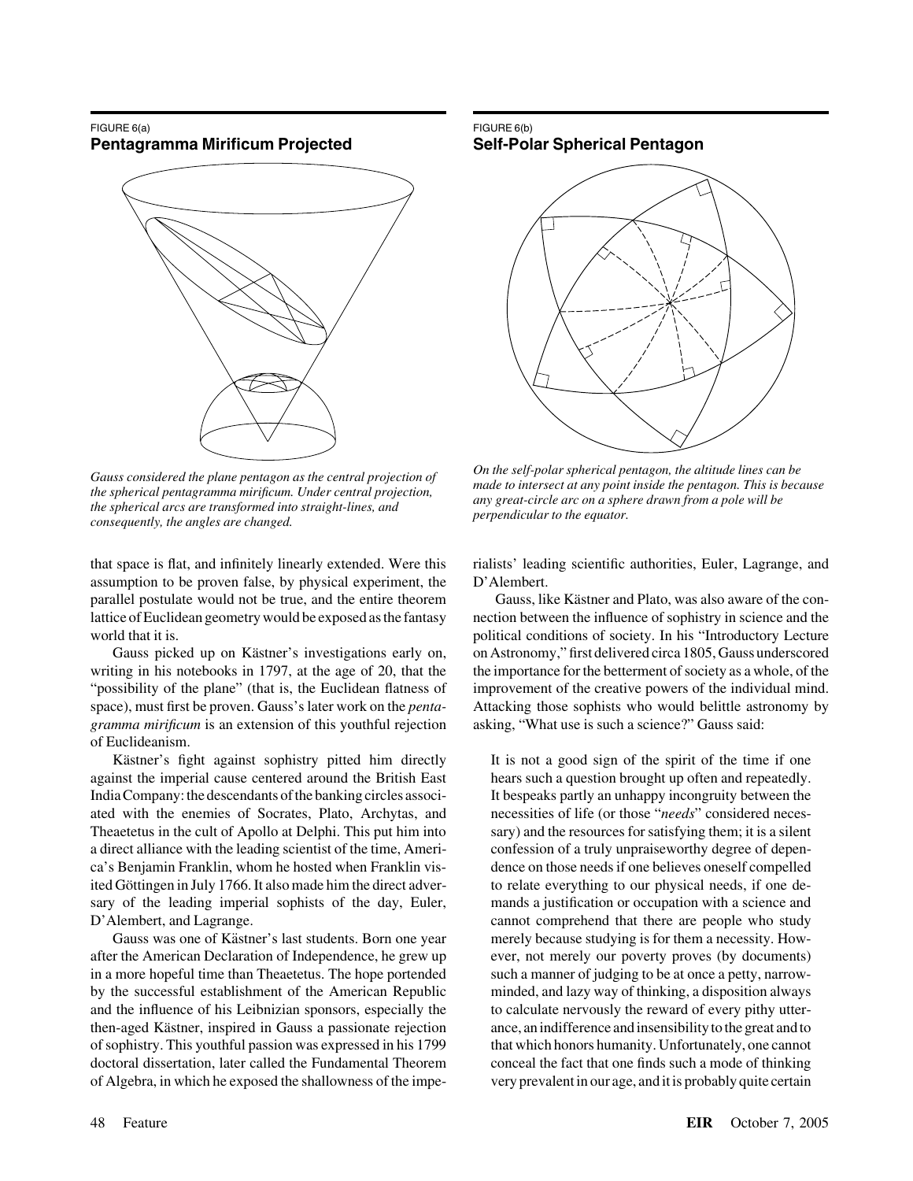FIGURE 6(a)
**Pentagramma Mirificum Projected**

*Gauss considered the plane pentagon as the central projection of the spherical pentagramma mirificum. Under central projection, the spherical arcs are transformed into straight-lines, and consequently, the angles are changed.*

FIGURE 6(b)
**Self-Polar Spherical Pentagon**

*On the self-polar spherical pentagon, the altitude lines can be made to intersect at any point inside the pentagon. This is because any great-circle arc on a sphere drawn from a pole will be perpendicular to the equator.*

that space is flat, and infinitely linearly extended. Were this assumption to be proven false, by physical experiment, the parallel postulate would not be true, and the entire theorem lattice of Euclidean geometry would be exposed as the fantasy world that it is.

Gauss picked up on Kästner's investigations early on, writing in his notebooks in 1797, at the age of 20, that the "possibility of the plane" (that is, the Euclidean flatness of space), must first be proven. Gauss's later work on the *pentagramma mirificum* is an extension of this youthful rejection of Euclideanism.

Kästner's fight against sophistry pitted him directly against the imperial cause centered around the British East India Company: the descendants of the banking circles associated with the enemies of Socrates, Plato, Archytas, and Theaetetus in the cult of Apollo at Delphi. This put him into a direct alliance with the leading scientist of the time, America's Benjamin Franklin, whom he hosted when Franklin visited Göttingen in July 1766. It also made him the direct adversary of the leading imperial sophists of the day, Euler, D'Alembert, and Lagrange.

Gauss was one of Kästner's last students. Born one year after the American Declaration of Independence, he grew up in a more hopeful time than Theaetetus. The hope portended by the successful establishment of the American Republic and the influence of his Leibnizian sponsors, especially the then-aged Kästner, inspired in Gauss a passionate rejection of sophistry. This youthful passion was expressed in his 1799 doctoral dissertation, later called the Fundamental Theorem of Algebra, in which he exposed the shallowness of the imperialists' leading scientific authorities, Euler, Lagrange, and D'Alembert.

Gauss, like Kästner and Plato, was also aware of the connection between the influence of sophistry in science and the political conditions of society. In his "Introductory Lecture on Astronomy," first delivered circa 1805, Gauss underscored the importance for the betterment of society as a whole, of the improvement of the creative powers of the individual mind. Attacking those sophists who would belittle astronomy by asking, "What use is such a science?" Gauss said:

> It is not a good sign of the spirit of the time if one hears such a question brought up often and repeatedly. It bespeaks partly an unhappy incongruity between the necessities of life (or those "*needs*" considered necessary) and the resources for satisfying them; it is a silent confession of a truly unpraiseworthy degree of dependence on those needs if one believes oneself compelled to relate everything to our physical needs, if one demands a justification or occupation with a science and cannot comprehend that there are people who study merely because studying is for them a necessity. However, not merely our poverty proves (by documents) such a manner of judging to be at once a petty, narrow-minded, and lazy way of thinking, a disposition always to calculate nervously the reward of every pithy utterance, an indifference and insensibility to the great and to that which honors humanity. Unfortunately, one cannot conceal the fact that one finds such a mode of thinking very prevalent in our age, and it is probably quite certain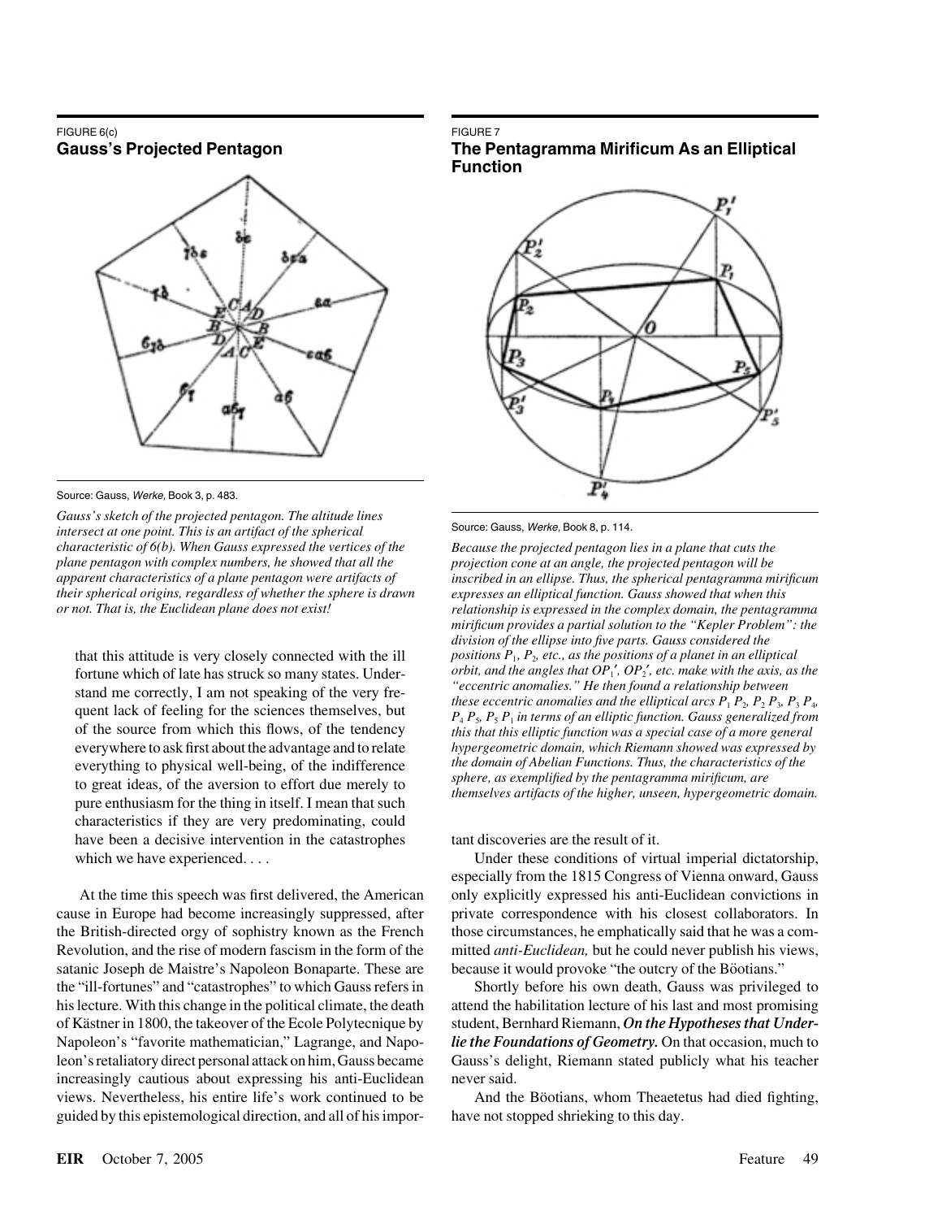FIGURE 6(c)

**Gauss's Projected Pentagon**

Source: Gauss, *Werke*, Book 3, p. 483.

*Gauss's sketch of the projected pentagon. The altitude lines intersect at one point. This is an artifact of the spherical characteristic of 6(b). When Gauss expressed the vertices of the plane pentagon with complex numbers, he showed that all the apparent characteristics of a plane pentagon were artifacts of their spherical origins, regardless of whether the sphere is drawn or not. That is, the Euclidean plane does not exist!*

that this attitude is very closely connected with the ill fortune which of late has struck so many states. Understand me correctly, I am not speaking of the very frequent lack of feeling for the sciences themselves, but of the source from which this flows, of the tendency everywhere to ask first about the advantage and to relate everything to physical well-being, of the indifference to great ideas, of the aversion to effort due merely to pure enthusiasm for the thing in itself. I mean that such characteristics if they are very predominating, could have been a decisive intervention in the catastrophes which we have experienced. . . .

At the time this speech was first delivered, the American cause in Europe had become increasingly suppressed, after the British-directed orgy of sophistry known as the French Revolution, and the rise of modern fascism in the form of the satanic Joseph de Maistre's Napoleon Bonaparte. These are the "ill-fortunes" and "catastrophes" to which Gauss refers in his lecture. With this change in the political climate, the death of Kästner in 1800, the takeover of the Ecole Polytecnique by Napoleon's "favorite mathematician," Lagrange, and Napoleon's retaliatory direct personal attack on him, Gauss became increasingly cautious about expressing his anti-Euclidean views. Nevertheless, his entire life's work continued to be guided by this epistemological direction, and all of his important discoveries are the result of it.

FIGURE 7

**The Pentagramma Mirificum As an Elliptical Function**

Source: Gauss, *Werke*, Book 8, p. 114.

*Because the projected pentagon lies in a plane that cuts the projection cone at an angle, the projected pentagon will be inscribed in an ellipse. Thus, the spherical pentagramma mirificum expresses an elliptical function. Gauss showed that when this relationship is expressed in the complex domain, the pentagramma mirificum provides a partial solution to the "Kepler Problem": the division of the ellipse into five parts. Gauss considered the positions $P_1$, $P_2$, etc., as the positions of a planet in an elliptical orbit, and the angles that $OP_1'$, $OP_2'$, etc. make with the axis, as the "eccentric anomalies." He then found a relationship between these eccentric anomalies and the elliptical arcs $P_1P_2$, $P_2P_3$, $P_3P_4$, $P_4P_5$, $P_5P_1$ in terms of an elliptic function. Gauss generalized from this that this elliptic function was a special case of a more general hypergeometric domain, which Riemann showed was expressed by the domain of Abelian Functions. Thus, the characteristics of the sphere, as exemplified by the pentagramma mirificum, are themselves artifacts of the higher, unseen, hypergeometric domain.*

Under these conditions of virtual imperial dictatorship, especially from the 1815 Congress of Vienna onward, Gauss only explicitly expressed his anti-Euclidean convictions in private correspondence with his closest collaborators. In those circumstances, he emphatically said that he was a committed *anti-Euclidean,* but he could never publish his views, because it would provoke "the outcry of the Böotians."

Shortly before his own death, Gauss was privileged to attend the habilitation lecture of his last and most promising student, Bernhard Riemann, ***On the Hypotheses that Underlie the Foundations of Geometry.*** On that occasion, much to Gauss's delight, Riemann stated publicly what his teacher never said.

And the Böotians, whom Theaetetus had died fighting, have not stopped shrieking to this day.